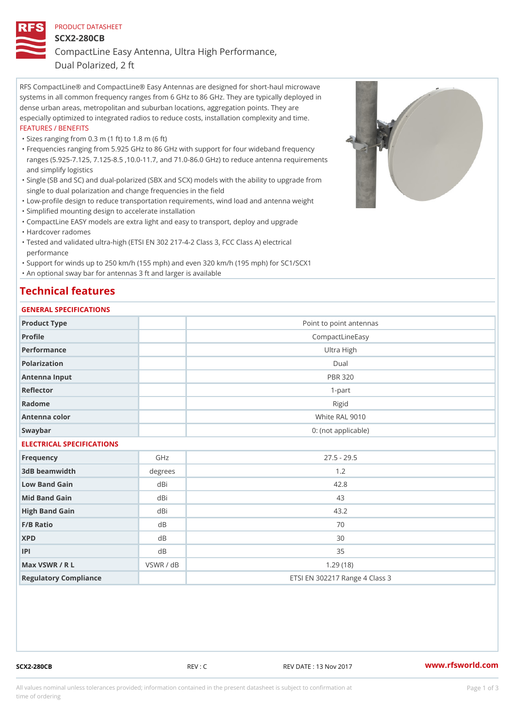PRODUCT DATASHEET

# SCX2-280CB

## CompactLine Easy Antenna, Ultra High Performance, Dual Polarized, 2 ft

RFS CompactLine® and CompactLine® Easy Antennas are designed for short-haul microwave systems in all common frequency ranges from 6 GHz to 86 GHz. They are typically deployed in dense urban areas, metropolitan and suburban locations, aggregation points. They are especially optimized to integrated radios to reduce costs, installation complexity and time.

FEATURES / BENEFITS

- Sizes ranging from 0.3 m (1 ft) to 1.8 m (6 ft)
- Frequencies ranging from 5.925 GHz to 86 GHz with support for four wideband frequency ranges (5.925-7.125, 7.125-8.5 ,10.0-11.7, and 71.0-86.0 GHz) to reduce antenna requirements and simplify logistics
- Single (SB and SC) and dual-polarized (SBX and SCX) models with the ability to upgrade from single to dual polarization and change frequencies in the field
- Low-profile design to reduce transportation requirements, wind load and antenna weight
- Simplified mounting design to accelerate installation
- CompactLine EASY models are extra light and easy to transport, deploy and upgrade
- Hardcover radomes
- Tested and validated ultra-high (ETSI EN 302 217-4-2 Class 3, FCC Class A) electrical performance
- Support for winds up to 250 km/h (155 mph) and even 320 km/h (195 mph) for SC1/SCX1
- An optional sway bar for antennas 3 ft and larger is available

## Technical features

### GENERAL SPECIFICATIONS

| | | |
|---|---|---|
| Product Type | | Point to point antennas |
| Profile | | CompactLineEasy |
| Performance | | Ultra High |
| Polarization | | Dual |
| Antenna Input | | PBR 320 |
| Reflector | | 1-part |
| Radome | | Rigid |
| Antenna color | | White RAL 9010 |
| Swaybar | | 0: (not applicable) |

### ELECTRICAL SPECIFICATIONS

| | | |
|---|---|---|
| Frequency | GHz | 27.5 - 29.5 |
| 3dB beamwidth | degrees | 1.2 |
| Low Band Gain | dBi | 42.8 |
| Mid Band Gain | dBi | 43 |
| High Band Gain | dBi | 43.2 |
| F/B Ratio | dB | 70 |
| XPD | dB | 30 |
| IPI | dB | 35 |
| Max VSWR / R L | VSWR / dB | 1.29 (18) |
| Regulatory Compliance | | ETSI EN 302217 Range 4 Class 3 |

SCX2-280CB REV : C REV DATE : 13 Nov 2017 www.rfsworld.com

All values nominal unless tolerances provided; information contained in the present datasheet is subject to confirmation at time of ordering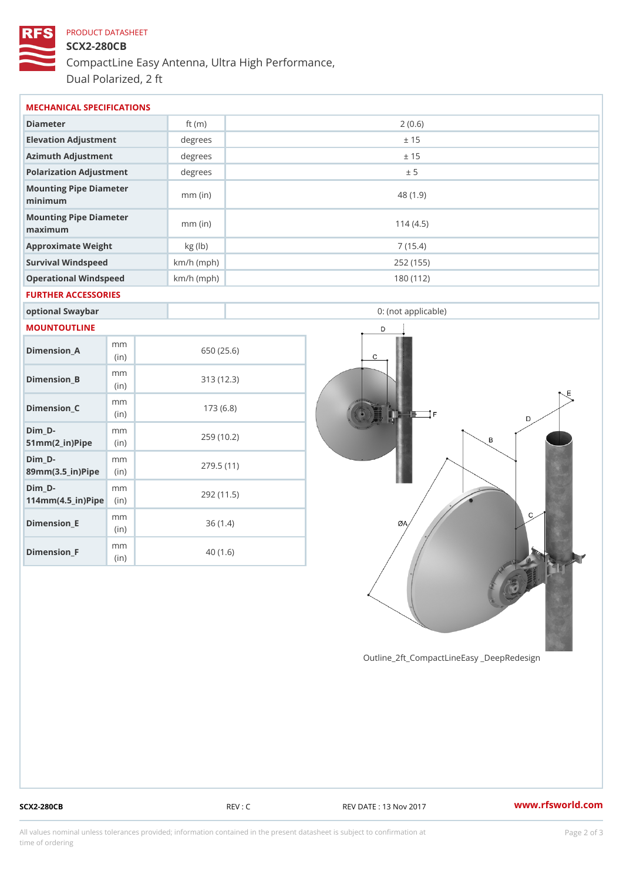PRODUCT DATASHEET

# SCX2-280CB

CompactLine Easy Antenna, Ultra High Performance, Dual Polarized, 2 ft

## MECHANICAL SPECIFICATIONS

| | | |
|---|---|---|
| Diameter | ft (m) | 2 (0.6) |
| Elevation Adjustment | degrees | ± 15 |
| Azimuth Adjustment | degrees | ± 15 |
| Polarization Adjustment | degrees | ± 5 |
| Mounting Pipe Diameter minimum | mm (in) | 48 (1.9) |
| Mounting Pipe Diameter maximum | mm (in) | 114 (4.5) |
| Approximate Weight | kg (lb) | 7 (15.4) |
| Survival Windspeed | km/h (mph) | 252 (155) |
| Operational Windspeed | km/h (mph) | 180 (112) |

## FURTHER ACCESSORIES

| | | |
|---|---|---|
| optional Swaybar | | 0: (not applicable) |

## MOUNTOUTLINE

| | | |
|---|---|---|
| Dimension_A | mm (in) | 650 (25.6) |
| Dimension_B | mm (in) | 313 (12.3) |
| Dimension_C | mm (in) | 173 (6.8) |
| Dim_D-51mm(2_in)Pipe | mm (in) | 259 (10.2) |
| Dim_D-89mm(3.5_in)Pipe | mm (in) | 279.5 (11) |
| Dim_D-114mm(4.5_in)Pipe | mm (in) | 292 (11.5) |
| Dimension_E | mm (in) | 36 (1.4) |
| Dimension_F | mm (in) | 40 (1.6) |

Outline_2ft_CompactLineEasy _DeepRedesign

SCX2-280CB REV : C REV DATE : 13 Nov 2017 www.rfsworld.com

All values nominal unless tolerances provided; information contained in the present datasheet is subject to confirmation at time of ordering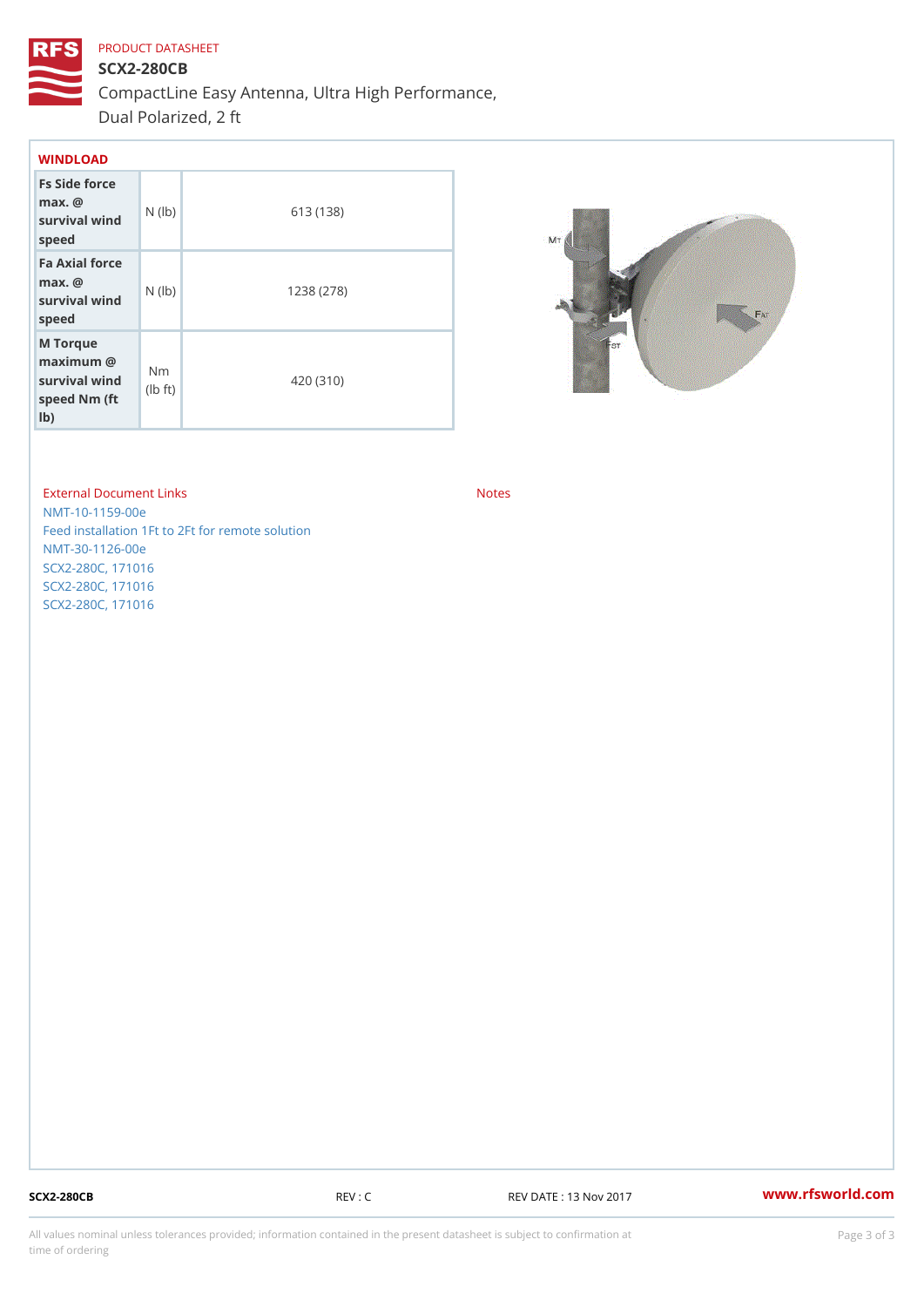PRODUCT DATASHEET

# SCX2-280CB

## CompactLine Easy Antenna, Ultra High Performance, Dual Polarized, 2 ft

### WINDLOAD

| | | |
|---|---|---|
| Fs Side force max. @ survival wind speed | N (lb) | 613 (138) |
| Fa Axial force max. @ survival wind speed | N (lb) | 1238 (278) |
| M Torque maximum @ survival wind speed Nm (ft lb) | Nm (lb ft) | 420 (310) |

MT

FAT

FST

External Document Links

NMT-10-1159-00e

Feed installation 1Ft to 2Ft for remote solution

NMT-30-1126-00e

SCX2-280C, 171016

SCX2-280C, 171016

SCX2-280C, 171016

Notes

SCX2-280CB REV : C REV DATE : 13 Nov 2017 www.rfsworld.com

All values nominal unless tolerances provided; information contained in the present datasheet is subject to confirmation at time of ordering